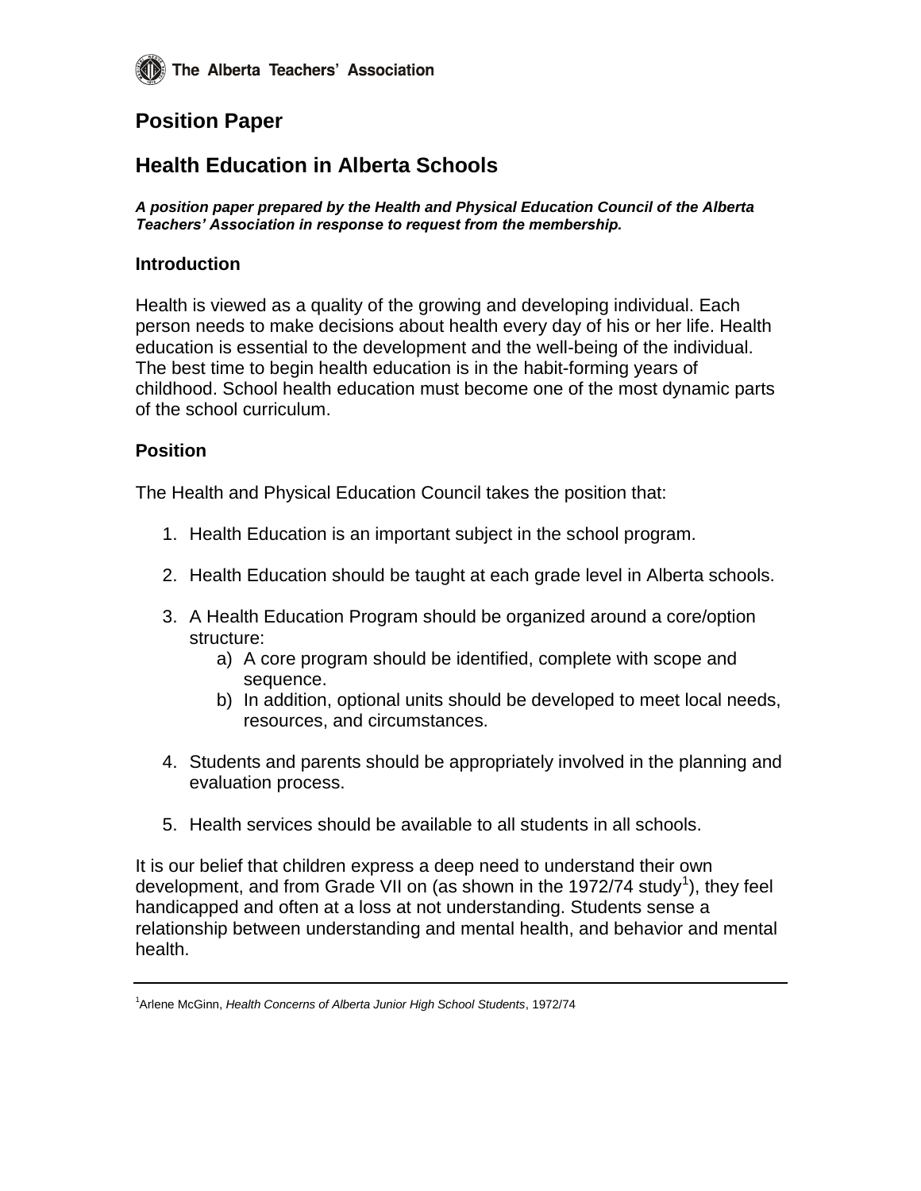The Alberta Teachers' Association

# Position Paper

# Health Education in Alberta Schools

***A position paper prepared by the Health and Physical Education Council of the Alberta Teachers' Association in response to request from the membership.***

## Introduction

Health is viewed as a quality of the growing and developing individual. Each person needs to make decisions about health every day of his or her life. Health education is essential to the development and the well-being of the individual. The best time to begin health education is in the habit-forming years of childhood. School health education must become one of the most dynamic parts of the school curriculum.

## Position

The Health and Physical Education Council takes the position that:

1. Health Education is an important subject in the school program.
2. Health Education should be taught at each grade level in Alberta schools.
3. A Health Education Program should be organized around a core/option structure:
   a) A core program should be identified, complete with scope and sequence.
   b) In addition, optional units should be developed to meet local needs, resources, and circumstances.
4. Students and parents should be appropriately involved in the planning and evaluation process.
5. Health services should be available to all students in all schools.

It is our belief that children express a deep need to understand their own development, and from Grade VII on (as shown in the 1972/74 study[1]), they feel handicapped and often at a loss at not understanding. Students sense a relationship between understanding and mental health, and behavior and mental health.

---

[1] Arlene McGinn, *Health Concerns of Alberta Junior High School Students*, 1972/74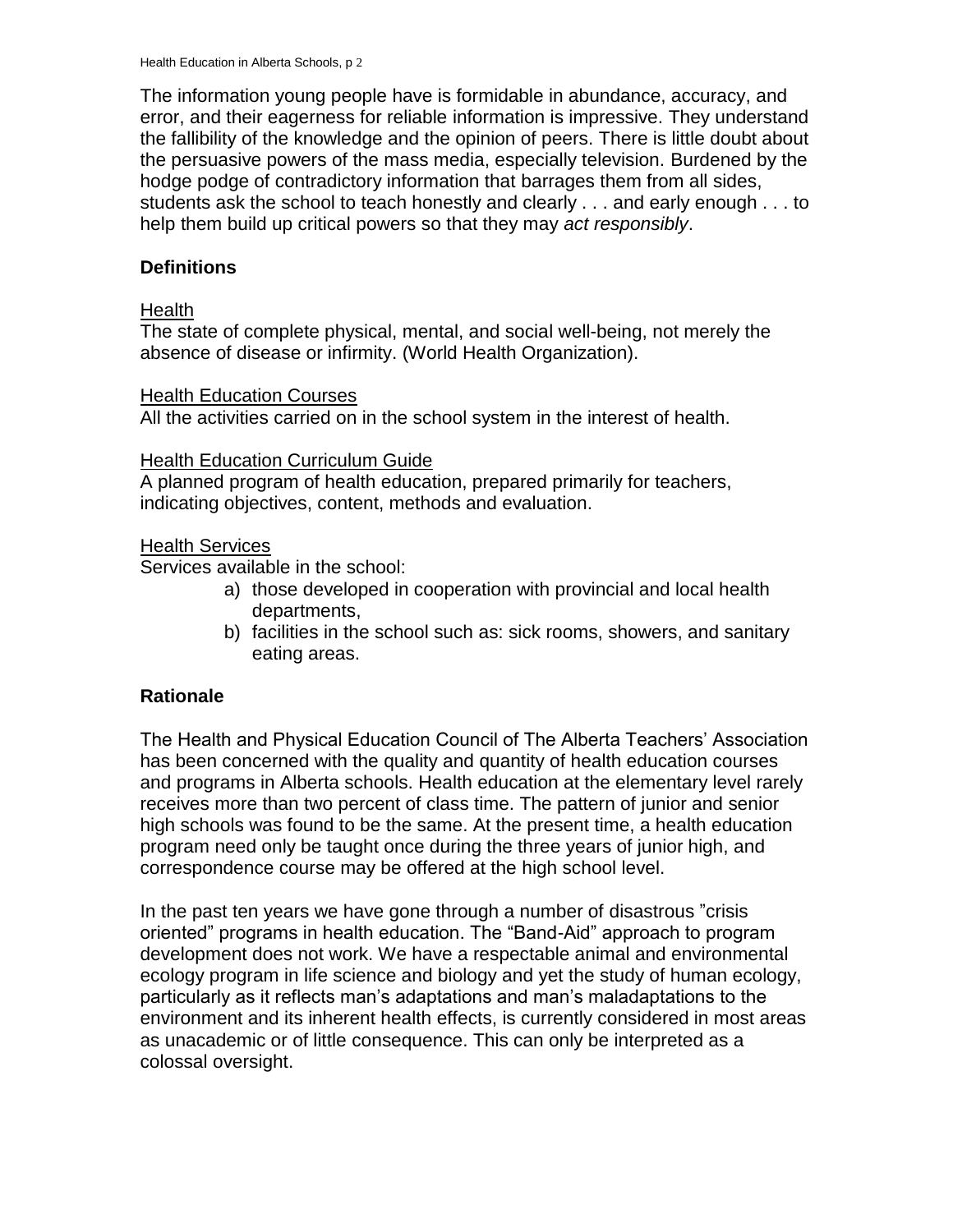The information young people have is formidable in abundance, accuracy, and error, and their eagerness for reliable information is impressive. They understand the fallibility of the knowledge and the opinion of peers. There is little doubt about the persuasive powers of the mass media, especially television. Burdened by the hodge podge of contradictory information that barrages them from all sides, students ask the school to teach honestly and clearly . . . and early enough . . . to help them build up critical powers so that they may *act responsibly*.

## Definitions

<u>Health</u>
The state of complete physical, mental, and social well-being, not merely the absence of disease or infirmity. (World Health Organization).

<u>Health Education Courses</u>
All the activities carried on in the school system in the interest of health.

<u>Health Education Curriculum Guide</u>
A planned program of health education, prepared primarily for teachers, indicating objectives, content, methods and evaluation.

<u>Health Services</u>
Services available in the school:

a) those developed in cooperation with provincial and local health departments,
b) facilities in the school such as: sick rooms, showers, and sanitary eating areas.

## Rationale

The Health and Physical Education Council of The Alberta Teachers' Association has been concerned with the quality and quantity of health education courses and programs in Alberta schools. Health education at the elementary level rarely receives more than two percent of class time. The pattern of junior and senior high schools was found to be the same. At the present time, a health education program need only be taught once during the three years of junior high, and correspondence course may be offered at the high school level.

In the past ten years we have gone through a number of disastrous "crisis oriented" programs in health education. The "Band-Aid" approach to program development does not work. We have a respectable animal and environmental ecology program in life science and biology and yet the study of human ecology, particularly as it reflects man's adaptations and man's maladaptations to the environment and its inherent health effects, is currently considered in most areas as unacademic or of little consequence. This can only be interpreted as a colossal oversight.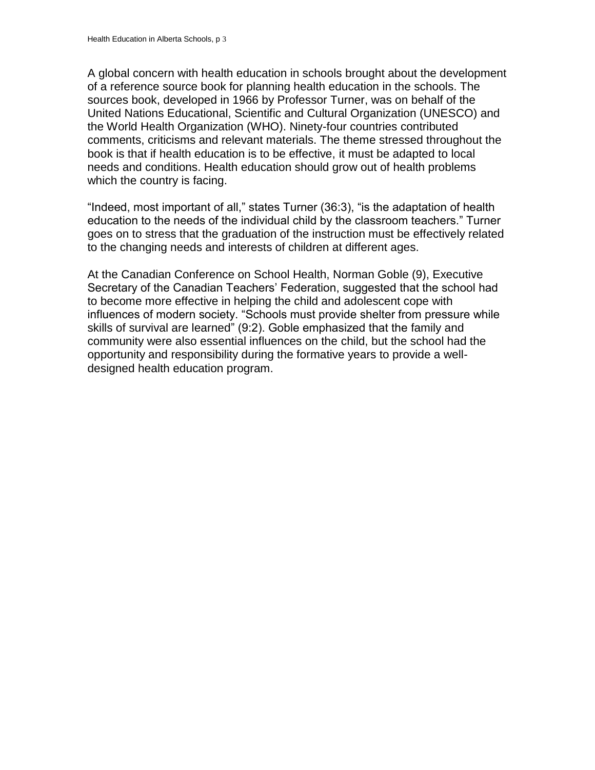A global concern with health education in schools brought about the development of a reference source book for planning health education in the schools. The sources book, developed in 1966 by Professor Turner, was on behalf of the United Nations Educational, Scientific and Cultural Organization (UNESCO) and the World Health Organization (WHO). Ninety-four countries contributed comments, criticisms and relevant materials. The theme stressed throughout the book is that if health education is to be effective, it must be adapted to local needs and conditions. Health education should grow out of health problems which the country is facing.

“Indeed, most important of all,” states Turner (36:3), “is the adaptation of health education to the needs of the individual child by the classroom teachers.” Turner goes on to stress that the graduation of the instruction must be effectively related to the changing needs and interests of children at different ages.

At the Canadian Conference on School Health, Norman Goble (9), Executive Secretary of the Canadian Teachers’ Federation, suggested that the school had to become more effective in helping the child and adolescent cope with influences of modern society. “Schools must provide shelter from pressure while skills of survival are learned” (9:2). Goble emphasized that the family and community were also essential influences on the child, but the school had the opportunity and responsibility during the formative years to provide a well-designed health education program.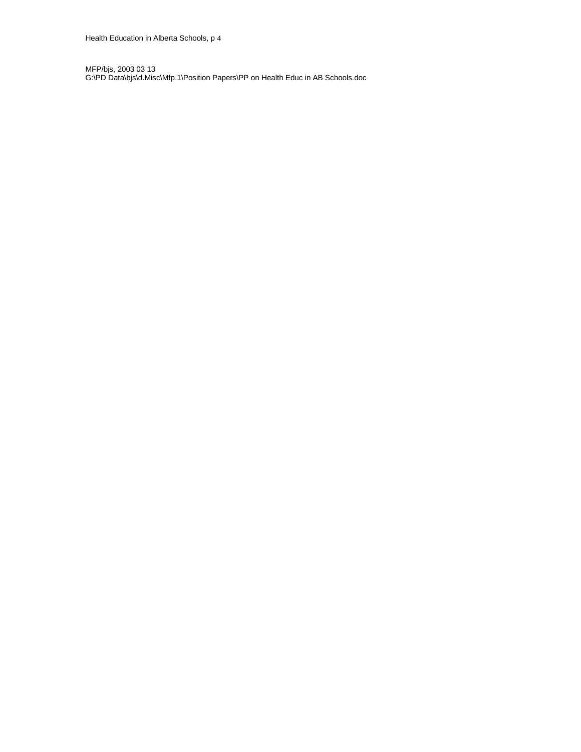MFP/bjs, 2003 03 13
G:\PD Data\bjs\d.Misc\Mfp.1\Position Papers\PP on Health Educ in AB Schools.doc